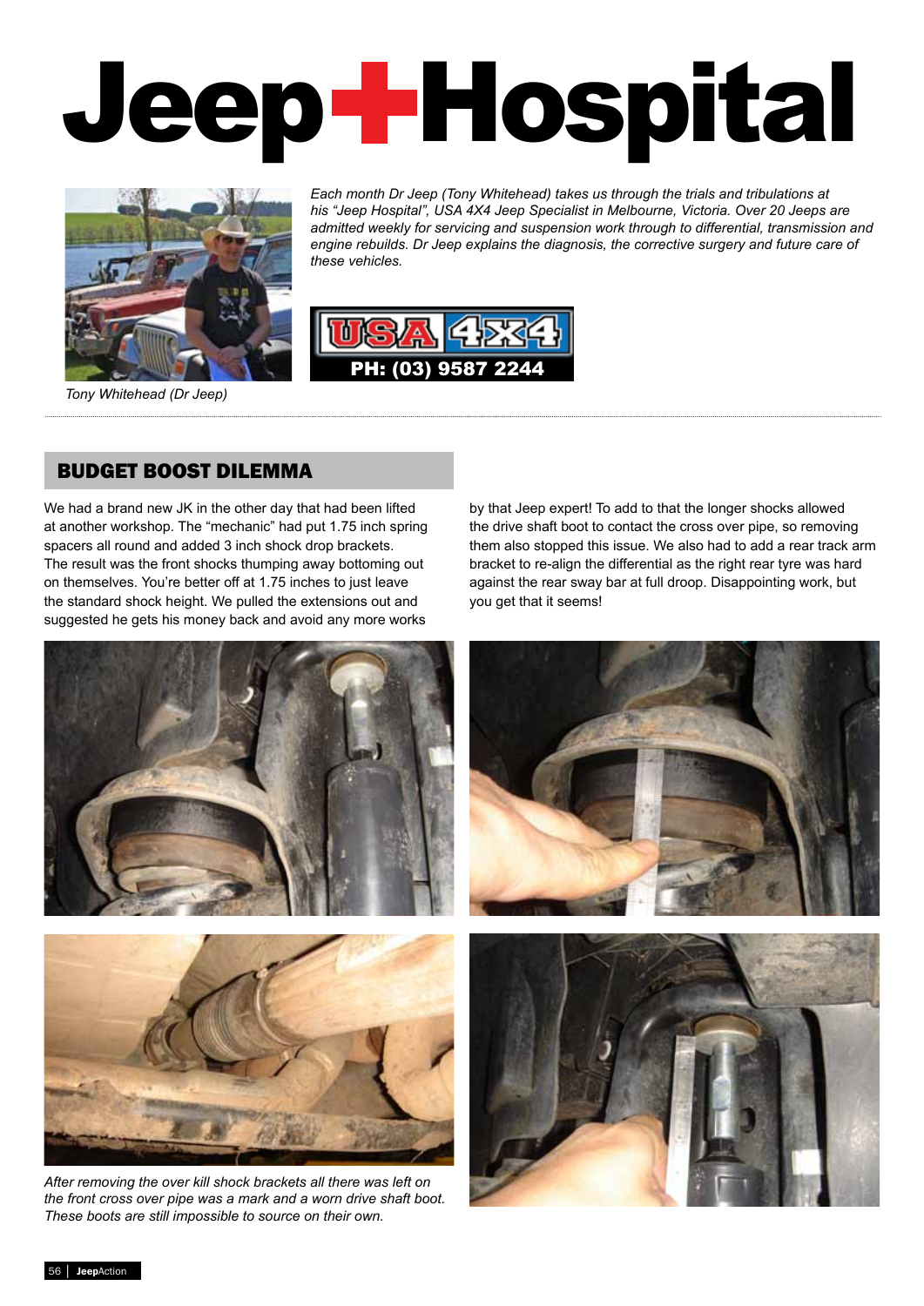# Jeep Hospital

*Each month Dr Jeep (Tony Whitehead) takes us through the trials and tribulations at his "Jeep Hospital", USA 4X4 Jeep Specialist in Melbourne, Victoria. Over 20 Jeeps are admitted weekly for servicing and suspension work through to differential, transmission and engine rebuilds. Dr Jeep explains the diagnosis, the corrective surgery and future care of these vehicles.*

USA 4X4

PH: (03) 9587 2244

*Tony Whitehead (Dr Jeep)*

## BUDGET BOOST DILEMMA

We had a brand new JK in the other day that had been lifted at another workshop. The "mechanic" had put 1.75 inch spring spacers all round and added 3 inch shock drop brackets. The result was the front shocks thumping away bottoming out on themselves. You're better off at 1.75 inches to just leave the standard shock height. We pulled the extensions out and suggested he gets his money back and avoid any more works by that Jeep expert! To add to that the longer shocks allowed the drive shaft boot to contact the cross over pipe, so removing them also stopped this issue. We also had to add a rear track arm bracket to re-align the differential as the right rear tyre was hard against the rear sway bar at full droop. Disappointing work, but you get that it seems!

*After removing the over kill shock brackets all there was left on the front cross over pipe was a mark and a worn drive shaft boot. These boots are still impossible to source on their own.*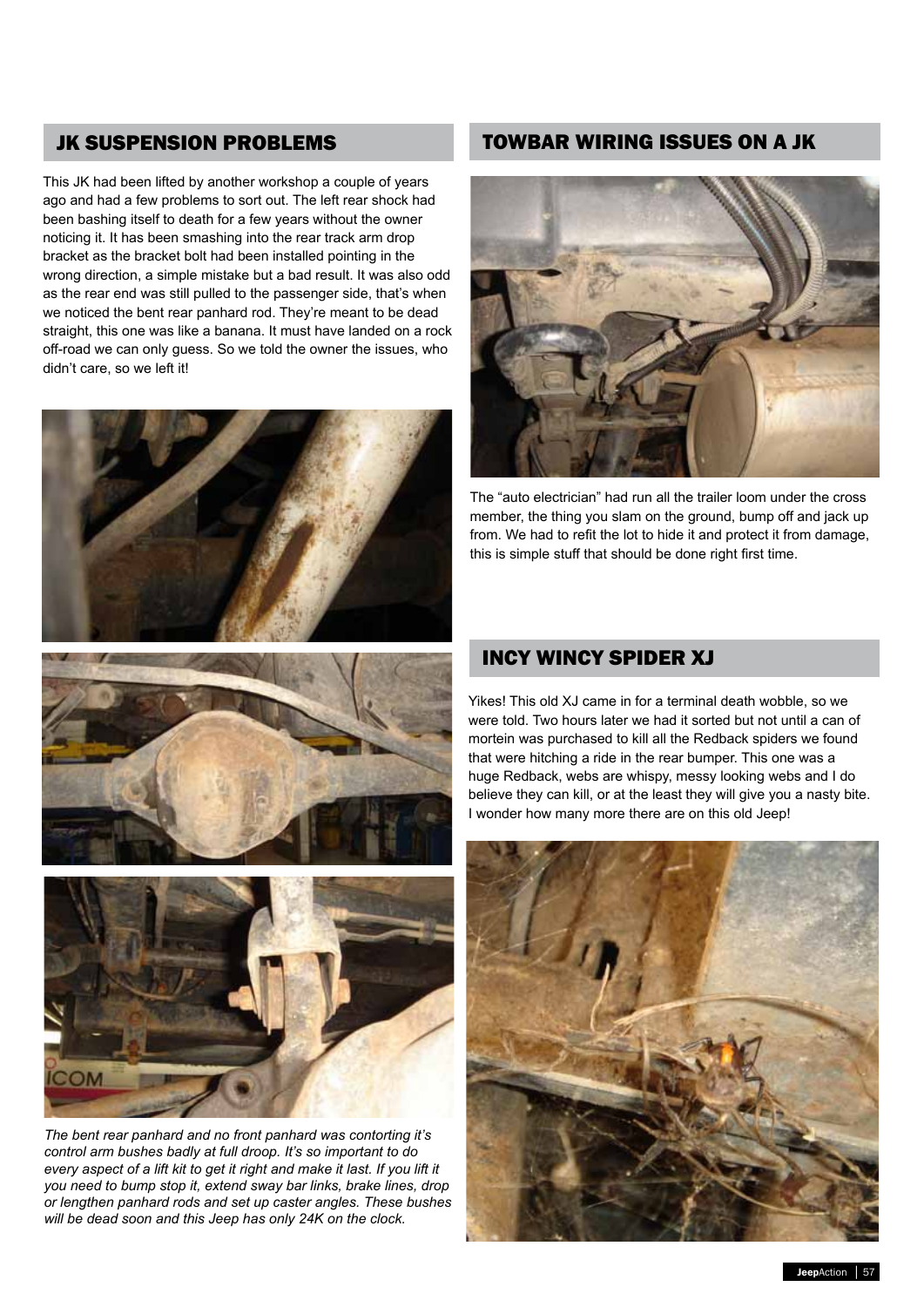## JK SUSPENSION PROBLEMS

This JK had been lifted by another workshop a couple of years ago and had a few problems to sort out. The left rear shock had been bashing itself to death for a few years without the owner noticing it. It has been smashing into the rear track arm drop bracket as the bracket bolt had been installed pointing in the wrong direction, a simple mistake but a bad result. It was also odd as the rear end was still pulled to the passenger side, that's when we noticed the bent rear panhard rod. They're meant to be dead straight, this one was like a banana. It must have landed on a rock off-road we can only guess. So we told the owner the issues, who didn't care, so we left it!

*The bent rear panhard and no front panhard was contorting it's control arm bushes badly at full droop. It's so important to do every aspect of a lift kit to get it right and make it last. If you lift it you need to bump stop it, extend sway bar links, brake lines, drop or lengthen panhard rods and set up caster angles. These bushes will be dead soon and this Jeep has only 24K on the clock.*

## TOWBAR WIRING ISSUES ON A JK

The "auto electrician" had run all the trailer loom under the cross member, the thing you slam on the ground, bump off and jack up from. We had to refit the lot to hide it and protect it from damage, this is simple stuff that should be done right first time.

## INCY WINCY SPIDER XJ

Yikes! This old XJ came in for a terminal death wobble, so we were told. Two hours later we had it sorted but not until a can of mortein was purchased to kill all the Redback spiders we found that were hitching a ride in the rear bumper. This one was a huge Redback, webs are whispy, messy looking webs and I do believe they can kill, or at the least they will give you a nasty bite. I wonder how many more there are on this old Jeep!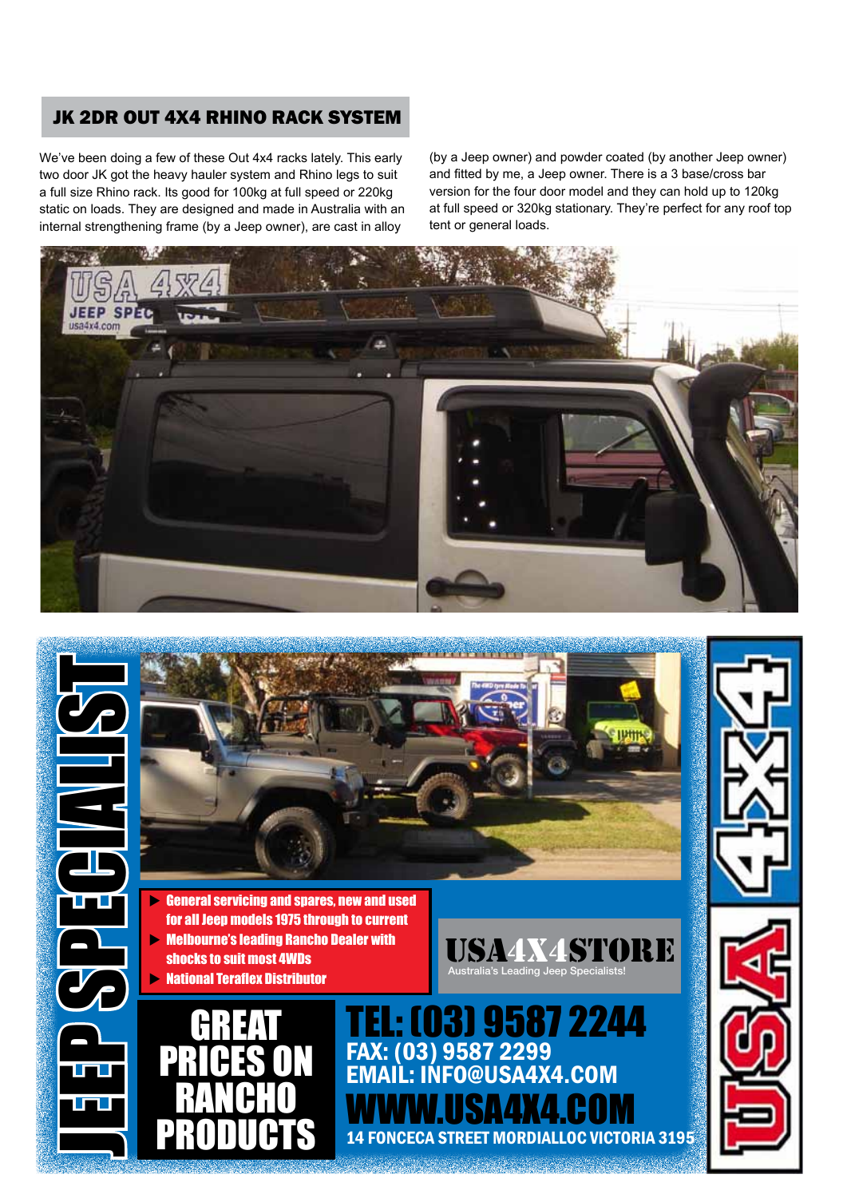## JK 2DR OUT 4X4 RHINO RACK SYSTEM

We've been doing a few of these Out 4x4 racks lately. This early two door JK got the heavy hauler system and Rhino legs to suit a full size Rhino rack. Its good for 100kg at full speed or 220kg static on loads. They are designed and made in Australia with an internal strengthening frame (by a Jeep owner), are cast in alloy (by a Jeep owner) and powder coated (by another Jeep owner) and fitted by me, a Jeep owner. There is a 3 base/cross bar version for the four door model and they can hold up to 120kg at full speed or 320kg stationary. They're perfect for any roof top tent or general loads.

JEEP SPECIALIST

- General servicing and spares, new and used for all Jeep models 1975 through to current
- Melbourne's leading Rancho Dealer with shocks to suit most 4WDs
- National Teraflex Distributor

USA4X4STORE
Australia's Leading Jeep Specialists!

GREAT PRICES ON RANCHO PRODUCTS

TEL: (03) 9587 2244
FAX: (03) 9587 2299
EMAIL: INFO@USA4X4.COM
WWW.USA4X4.COM
14 FONCECA STREET MORDIALLOC VICTORIA 3195

USA 4X4